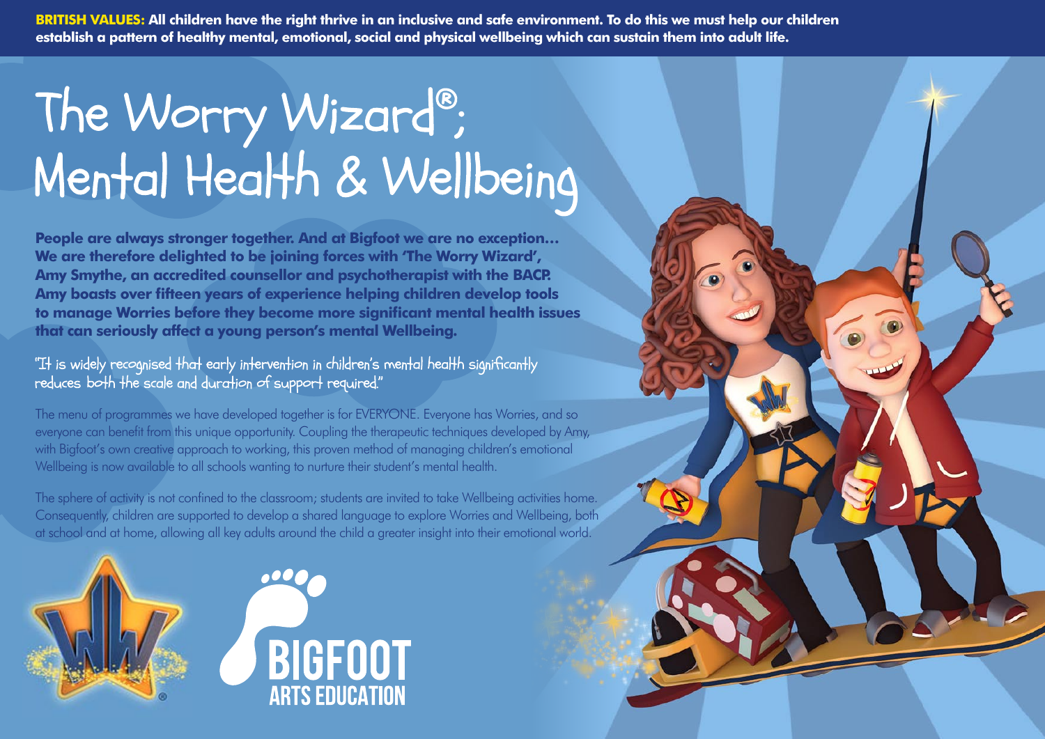**BRITISH VALUES:** All children have the right thrive in an inclusive and safe environment. To do this we must help our children establish a pattern of healthy mental, emotional, social and physical wellbeing which can sustain them into adult life.

# The Worry Wizard®; Mental Health & Wellbeing

**People are always stronger together. And at Bigfoot we are no exception… We are therefore delighted to be joining forces with 'The Worry Wizard', Amy Smythe, an accredited counsellor and psychotherapist with the BACP. Amy boasts over fifteen years of experience helping children develop tools to manage Worries before they become more significant mental health issues that can seriously affect a young person's mental Wellbeing.**

"It is widely recognised that early intervention in children's mental health significantly reduces both the scale and duration of support required."

The menu of programmes we have developed together is for EVERYONE. Everyone has Worries, and so everyone can benefit from this unique opportunity. Coupling the therapeutic techniques developed by Amy, with Bigfoot's own creative approach to working, this proven method of managing children's emotional Wellbeing is now available to all schools wanting to nurture their student's mental health.

The sphere of activity is not confined to the classroom; students are invited to take Wellbeing activities home. Consequently, children are supported to develop a shared language to explore Worries and Wellbeing, both at school and at home, allowing all key adults around the child a greater insight into their emotional world.

BIGFOOT ARTS EDUCATION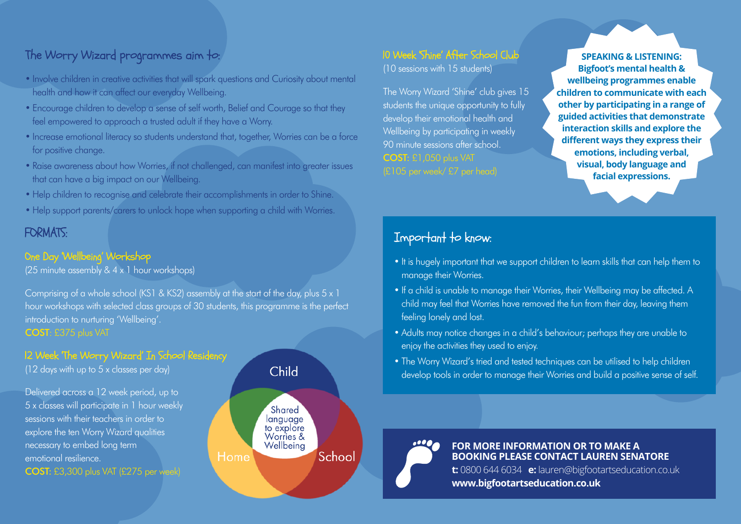## The Worry Wizard programmes aim to:

- Involve children in creative activities that will spark questions and Curiosity about mental health and how it can affect our everyday Wellbeing.
- Encourage children to develop a sense of self worth, Belief and Courage so that they feel empowered to approach a trusted adult if they have a Worry.
- Increase emotional literacy so students understand that, together, Worries can be a force for positive change.
- Raise awareness about how Worries, if not challenged, can manifest into greater issues that can have a big impact on our Wellbeing.
- Help children to recognise and celebrate their accomplishments in order to Shine.
- Help support parents/carers to unlock hope when supporting a child with Worries.

## FORMATS:

### One Day 'Wellbeing' Workshop

(25 minute assembly & 4 x 1 hour workshops)

Comprising of a whole school (KS1 & KS2) assembly at the start of the day, plus 5 x 1 hour workshops with selected class groups of 30 students, this programme is the perfect introduction to nurturing 'Wellbeing'.

**COST**: £375 plus VAT

### 12 Week 'The Worry Wizard' In School Residency

(12 days with up to 5 x classes per day)

Delivered across a 12 week period, up to 5 x classes will participate in 1 hour weekly sessions with their teachers in order to explore the ten Worry Wizard qualities necessary to embed long term emotional resilience.

**COST:** £3,300 plus VAT (£275 per week)

Child

Shared language to explore Worries & Wellbeing

Home

School

### 10 Week 'Shine' After School Club

(10 sessions with 15 students)

The Worry Wizard 'Shine' club gives 15 students the unique opportunity to fully develop their emotional health and Wellbeing by participating in weekly 90 minute sessions after school.

**COST:** £1,050 plus VAT
(£105 per week/ £7 per head)

**SPEAKING & LISTENING: Bigfoot's mental health & wellbeing programmes enable children to communicate with each other by participating in a range of guided activities that demonstrate interaction skills and explore the different ways they express their emotions, including verbal, visual, body language and facial expressions.**

## Important to know:

- It is hugely important that we support children to learn skills that can help them to manage their Worries.
- If a child is unable to manage their Worries, their Wellbeing may be affected. A child may feel that Worries have removed the fun from their day, leaving them feeling lonely and lost.
- Adults may notice changes in a child's behaviour; perhaps they are unable to enjoy the activities they used to enjoy.
- The Worry Wizard's tried and tested techniques can be utilised to help children develop tools in order to manage their Worries and build a positive sense of self.

**FOR MORE INFORMATION OR TO MAKE A BOOKING PLEASE CONTACT LAUREN SENATORE**

**t:** 0800 644 6034 **e:** lauren@bigfootartseducation.co.uk

**www.bigfootartseducation.co.uk**